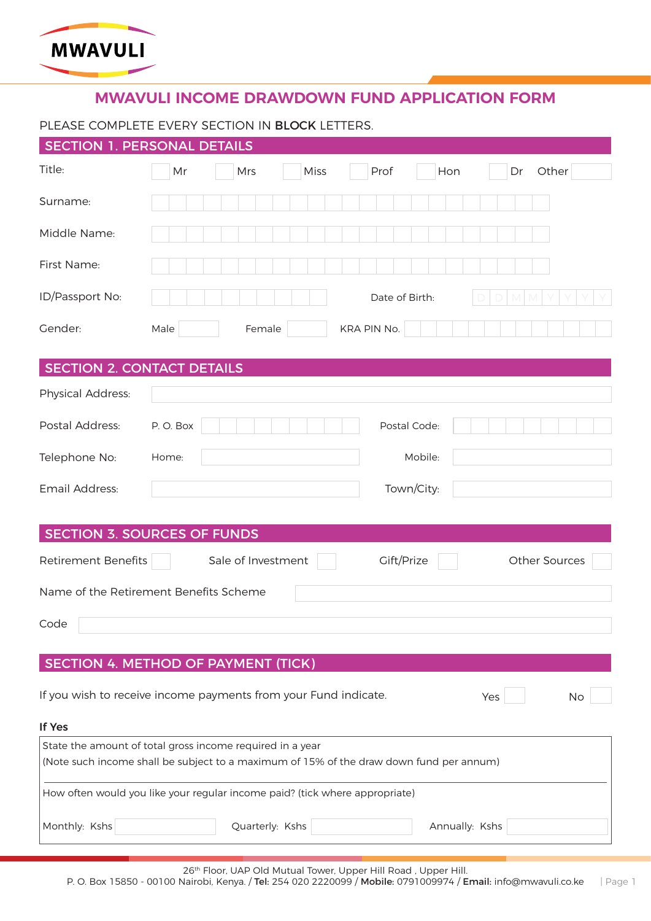MWAVULI

# MWAVULI INCOME DRAWDOWN FUND APPLICATION FORM

PLEASE COMPLETE EVERY SECTION IN **BLOCK** LETTERS.

## SECTION 1. PERSONAL DETAILS

Title: ☐ Mr ☐ Mrs ☐ Miss ☐ Prof ☐ Hon ☐ Dr Other ______

Surname: ______

Middle Name: ______

First Name: ______

ID/Passport No: ______ Date of Birth: D D M M Y Y Y Y

Gender: Male ______ Female ______ KRA PIN No. ______

## SECTION 2. CONTACT DETAILS

Physical Address: ______

Postal Address: P. O. Box ______ Postal Code: ______

Telephone No: Home: ______ Mobile: ______

Email Address: ______ Town/City: ______

## SECTION 3. SOURCES OF FUNDS

Retirement Benefits ☐ Sale of Investment ☐ Gift/Prize ☐ Other Sources ☐

Name of the Retirement Benefits Scheme ______

Code ______

## SECTION 4. METHOD OF PAYMENT (TICK)

If you wish to receive income payments from your Fund indicate. Yes ☐ No ☐

**If Yes**

State the amount of total gross income required in a year
(Note such income shall be subject to a maximum of 15% of the draw down fund per annum)

How often would you like your regular income paid? (tick where appropriate)

Monthly: Kshs ______ Quarterly: Kshs ______ Annually: Kshs ______

26th Floor, UAP Old Mutual Tower, Upper Hill Road , Upper Hill.
P. O. Box 15850 - 00100 Nairobi, Kenya. / **Tel:** 254 020 2220099 / **Mobile:** 0791009974 / **Email:** info@mwavuli.co.ke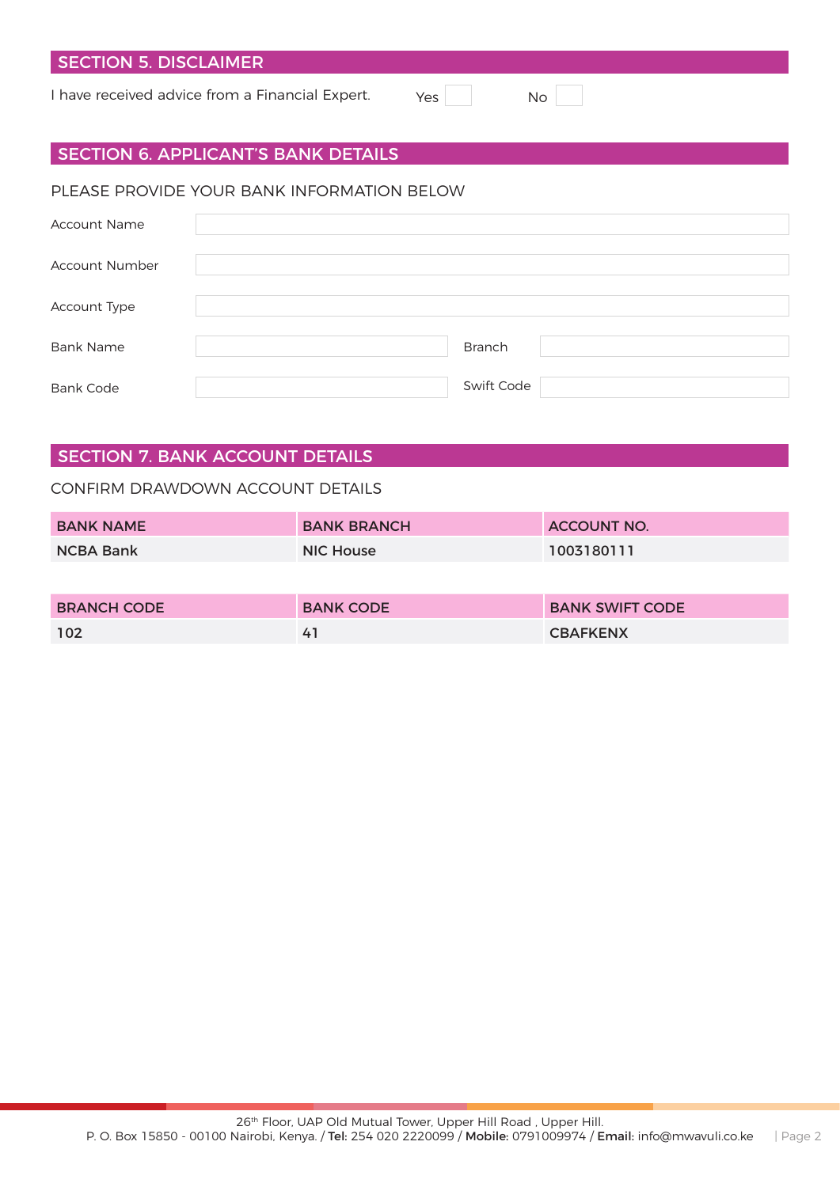## SECTION 5. DISCLAIMER

I have received advice from a Financial Expert. Yes ☐ No ☐

## SECTION 6. APPLICANT'S BANK DETAILS

PLEASE PROVIDE YOUR BANK INFORMATION BELOW

| | | | |
|---|---|---|---|
| Account Name | | | |
| Account Number | | | |
| Account Type | | | |
| Bank Name | | Branch | |
| Bank Code | | Swift Code | |

## SECTION 7. BANK ACCOUNT DETAILS

CONFIRM DRAWDOWN ACCOUNT DETAILS

| BANK NAME | BANK BRANCH | ACCOUNT NO. |
|---|---|---|
| NCBA Bank | NIC House | 1003180111 |

| BRANCH CODE | BANK CODE | BANK SWIFT CODE |
|---|---|---|
| 102 | 41 | CBAFKENX |

26th Floor, UAP Old Mutual Tower, Upper Hill Road , Upper Hill.
P. O. Box 15850 - 00100 Nairobi, Kenya. / **Tel:** 254 020 2220099 / **Mobile:** 0791009974 / **Email:** info@mwavuli.co.ke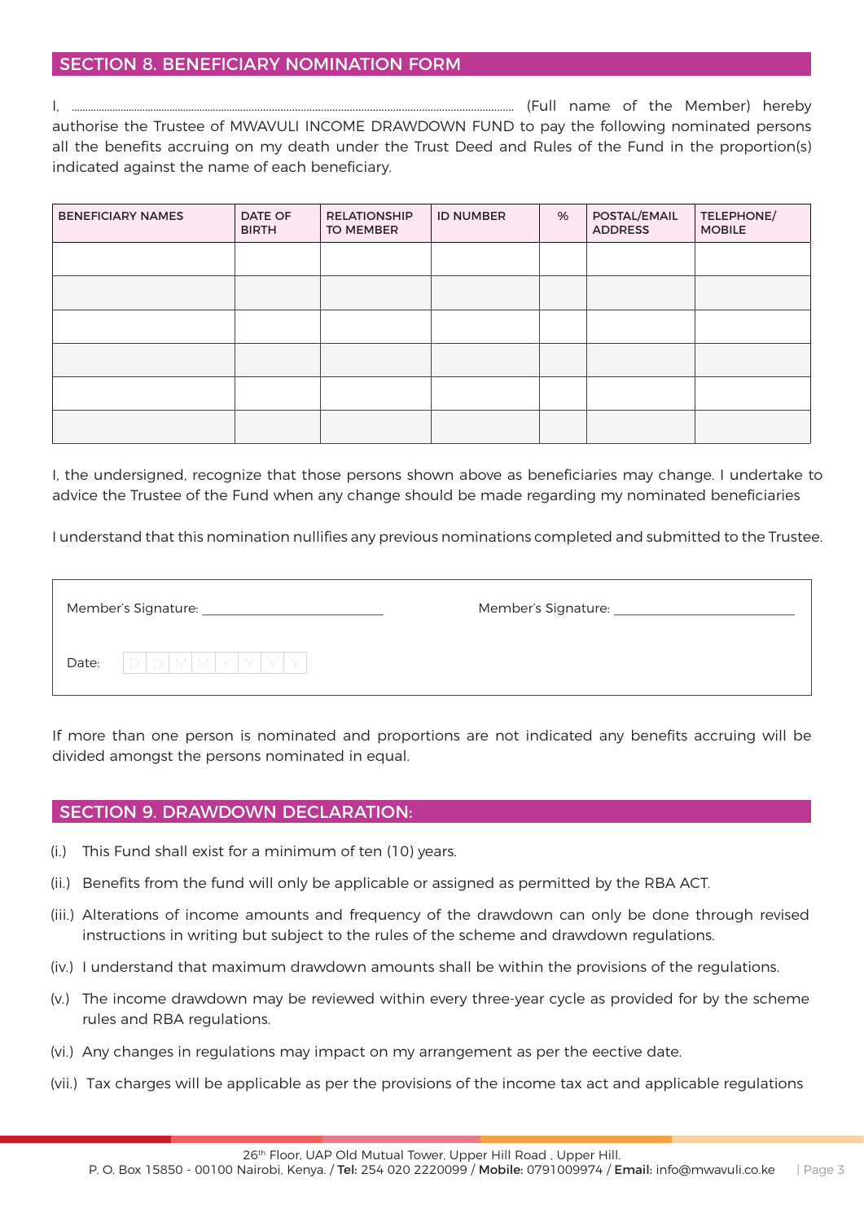## SECTION 8. BENEFICIARY NOMINATION FORM

I, .................................................................................................................................................. (Full name of the Member) hereby authorise the Trustee of MWAVULI INCOME DRAWDOWN FUND to pay the following nominated persons all the benefits accruing on my death under the Trust Deed and Rules of the Fund in the proportion(s) indicated against the name of each beneficiary.

| BENEFICIARY NAMES | DATE OF BIRTH | RELATIONSHIP TO MEMBER | ID NUMBER | % | POSTAL/EMAIL ADDRESS | TELEPHONE/ MOBILE |
|---|---|---|---|---|---|---|
| | | | | | | |
| | | | | | | |
| | | | | | | |
| | | | | | | |
| | | | | | | |
| | | | | | | |

I, the undersigned, recognize that those persons shown above as beneficiaries may change. I undertake to advice the Trustee of the Fund when any change should be made regarding my nominated beneficiaries

I understand that this nomination nullifies any previous nominations completed and submitted to the Trustee.

Member's Signature: ___________________________ Member's Signature: ___________________________

Date: D D M M Y Y Y Y

If more than one person is nominated and proportions are not indicated any benefits accruing will be divided amongst the persons nominated in equal.

## SECTION 9. DRAWDOWN DECLARATION:

(i.) This Fund shall exist for a minimum of ten (10) years.

(ii.) Benefits from the fund will only be applicable or assigned as permitted by the RBA ACT.

(iii.) Alterations of income amounts and frequency of the drawdown can only be done through revised instructions in writing but subject to the rules of the scheme and drawdown regulations.

(iv.) I understand that maximum drawdown amounts shall be within the provisions of the regulations.

(v.) The income drawdown may be reviewed within every three-year cycle as provided for by the scheme rules and RBA regulations.

(vi.) Any changes in regulations may impact on my arrangement as per the eective date.

(vii.) Tax charges will be applicable as per the provisions of the income tax act and applicable regulations

26th Floor, UAP Old Mutual Tower, Upper Hill Road , Upper Hill.
P. O. Box 15850 - 00100 Nairobi, Kenya. / **Tel:** 254 020 2220099 / **Mobile:** 0791009974 / **Email:** info@mwavuli.co.ke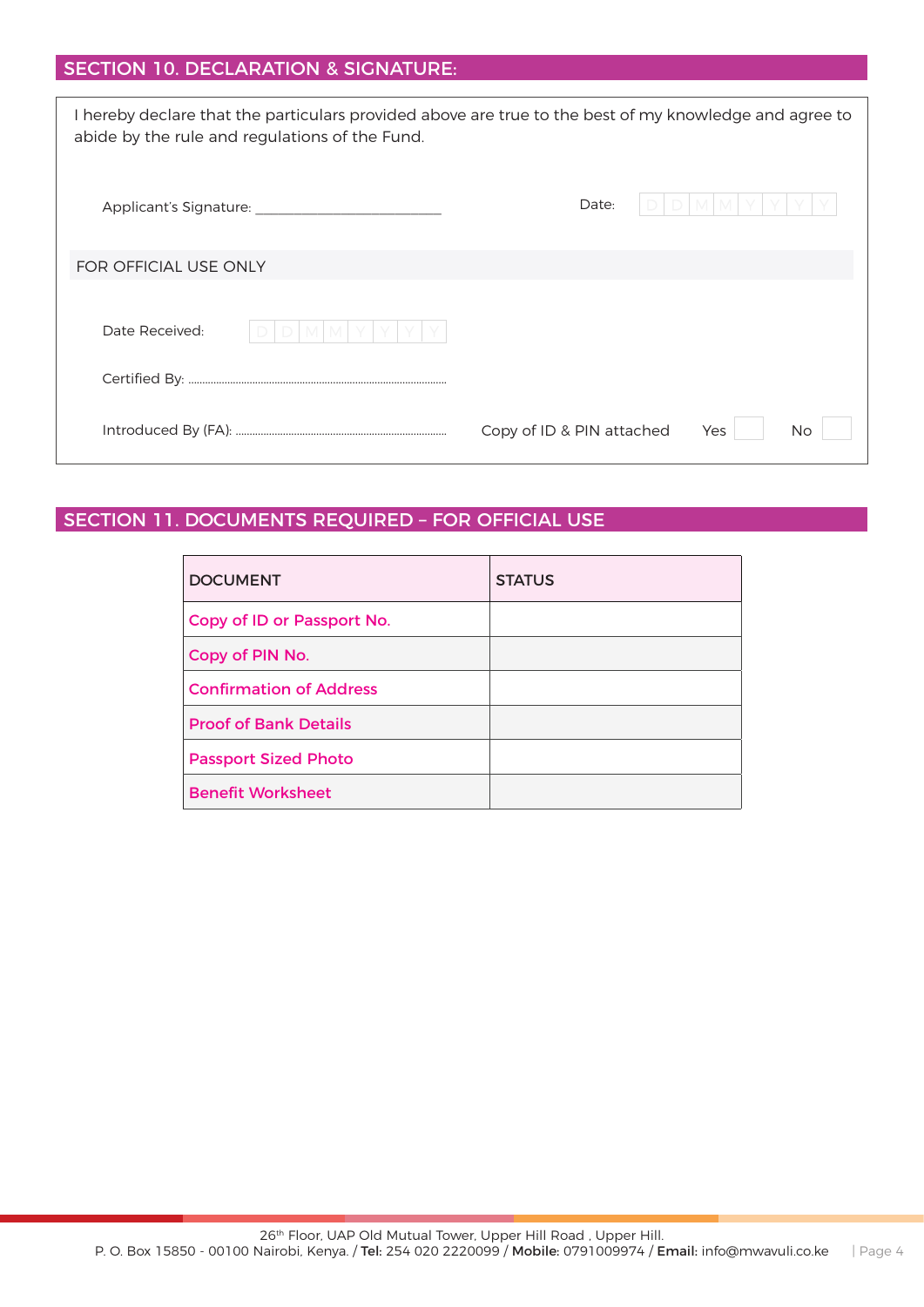## SECTION 10. DECLARATION & SIGNATURE:

I hereby declare that the particulars provided above are true to the best of my knowledge and agree to abide by the rule and regulations of the Fund.

Applicant's Signature: ________________________ Date: D D M M Y Y Y Y

FOR OFFICIAL USE ONLY

Date Received: D D M M Y Y Y Y

Certified By: ..........................................................................................

Introduced By (FA): ........................................................................... Copy of ID & PIN attached Yes ☐ No ☐

## SECTION 11. DOCUMENTS REQUIRED – FOR OFFICIAL USE

| DOCUMENT | STATUS |
|---|---|
| Copy of ID or Passport No. | |
| Copy of PIN No. | |
| Confirmation of Address | |
| Proof of Bank Details | |
| Passport Sized Photo | |
| Benefit Worksheet | |

26th Floor, UAP Old Mutual Tower, Upper Hill Road , Upper Hill.
P. O. Box 15850 - 00100 Nairobi, Kenya. / **Tel:** 254 020 2220099 / **Mobile:** 0791009974 / **Email:** info@mwavuli.co.ke